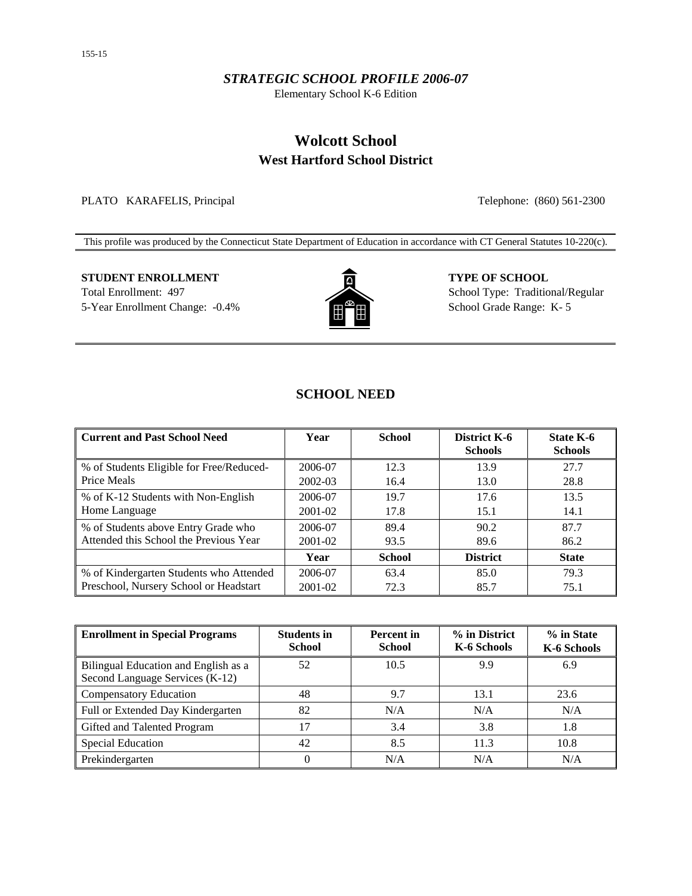*STRATEGIC SCHOOL PROFILE 2006-07*

Elementary School K-6 Edition

# Wolcott School
## West Hartford School District

PLATO KARAFELIS, Principal

Telephone: (860) 561-2300

This profile was produced by the Connecticut State Department of Education in accordance with CT General Statutes 10-220(c).

**STUDENT ENROLLMENT**

Total Enrollment: 497

5-Year Enrollment Change: -0.4%

**TYPE OF SCHOOL**

School Type: Traditional/Regular

School Grade Range: K- 5

## SCHOOL NEED

| Current and Past School Need | Year | School | District K-6 Schools | State K-6 Schools |
|---|---|---|---|---|
| % of Students Eligible for Free/Reduced-Price Meals | 2006-07 | 12.3 | 13.9 | 27.7 |
| | 2002-03 | 16.4 | 13.0 | 28.8 |
| % of K-12 Students with Non-English Home Language | 2006-07 | 19.7 | 17.6 | 13.5 |
| | 2001-02 | 17.8 | 15.1 | 14.1 |
| % of Students above Entry Grade who Attended this School the Previous Year | 2006-07 | 89.4 | 90.2 | 87.7 |
| | 2001-02 | 93.5 | 89.6 | 86.2 |
| | **Year** | **School** | **District** | **State** |
| % of Kindergarten Students who Attended Preschool, Nursery School or Headstart | 2006-07 | 63.4 | 85.0 | 79.3 |
| | 2001-02 | 72.3 | 85.7 | 75.1 |

| Enrollment in Special Programs | Students in School | Percent in School | % in District K-6 Schools | % in State K-6 Schools |
|---|---|---|---|---|
| Bilingual Education and English as a Second Language Services (K-12) | 52 | 10.5 | 9.9 | 6.9 |
| Compensatory Education | 48 | 9.7 | 13.1 | 23.6 |
| Full or Extended Day Kindergarten | 82 | N/A | N/A | N/A |
| Gifted and Talented Program | 17 | 3.4 | 3.8 | 1.8 |
| Special Education | 42 | 8.5 | 11.3 | 10.8 |
| Prekindergarten | 0 | N/A | N/A | N/A |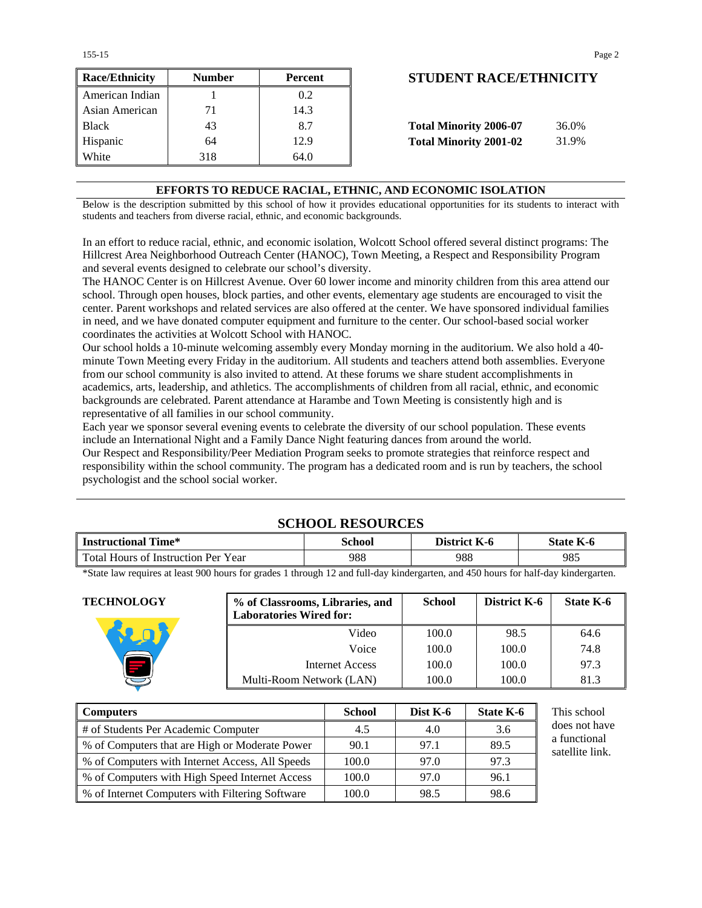| Race/Ethnicity | Number | Percent |
|---|---|---|
| American Indian | 1 | 0.2 |
| Asian American | 71 | 14.3 |
| Black | 43 | 8.7 |
| Hispanic | 64 | 12.9 |
| White | 318 | 64.0 |

## STUDENT RACE/ETHNICITY

| | |
|---|---|
| **Total Minority 2006-07** | 36.0% |
| **Total Minority 2001-02** | 31.9% |

## EFFORTS TO REDUCE RACIAL, ETHNIC, AND ECONOMIC ISOLATION

Below is the description submitted by this school of how it provides educational opportunities for its students to interact with students and teachers from diverse racial, ethnic, and economic backgrounds.

In an effort to reduce racial, ethnic, and economic isolation, Wolcott School offered several distinct programs: The Hillcrest Area Neighborhood Outreach Center (HANOC), Town Meeting, a Respect and Responsibility Program and several events designed to celebrate our school's diversity.

The HANOC Center is on Hillcrest Avenue. Over 60 lower income and minority children from this area attend our school. Through open houses, block parties, and other events, elementary age students are encouraged to visit the center. Parent workshops and related services are also offered at the center. We have sponsored individual families in need, and we have donated computer equipment and furniture to the center. Our school-based social worker coordinates the activities at Wolcott School with HANOC.

Our school holds a 10-minute welcoming assembly every Monday morning in the auditorium. We also hold a 40-minute Town Meeting every Friday in the auditorium. All students and teachers attend both assemblies. Everyone from our school community is also invited to attend. At these forums we share student accomplishments in academics, arts, leadership, and athletics. The accomplishments of children from all racial, ethnic, and economic backgrounds are celebrated. Parent attendance at Harambe and Town Meeting is consistently high and is representative of all families in our school community.

Each year we sponsor several evening events to celebrate the diversity of our school population. These events include an International Night and a Family Dance Night featuring dances from around the world.

Our Respect and Responsibility/Peer Mediation Program seeks to promote strategies that reinforce respect and responsibility within the school community. The program has a dedicated room and is run by teachers, the school psychologist and the school social worker.

## SCHOOL RESOURCES

| Instructional Time* | School | District K-6 | State K-6 |
|---|---|---|---|
| Total Hours of Instruction Per Year | 988 | 988 | 985 |

*State law requires at least 900 hours for grades 1 through 12 and full-day kindergarten, and 450 hours for half-day kindergarten.

### TECHNOLOGY

| % of Classrooms, Libraries, and Laboratories Wired for: | School | District K-6 | State K-6 |
|---|---|---|---|
| Video | 100.0 | 98.5 | 64.6 |
| Voice | 100.0 | 100.0 | 74.8 |
| Internet Access | 100.0 | 100.0 | 97.3 |
| Multi-Room Network (LAN) | 100.0 | 100.0 | 81.3 |

| Computers | School | Dist K-6 | State K-6 |
|---|---|---|---|
| # of Students Per Academic Computer | 4.5 | 4.0 | 3.6 |
| % of Computers that are High or Moderate Power | 90.1 | 97.1 | 89.5 |
| % of Computers with Internet Access, All Speeds | 100.0 | 97.0 | 97.3 |
| % of Computers with High Speed Internet Access | 100.0 | 97.0 | 96.1 |
| % of Internet Computers with Filtering Software | 100.0 | 98.5 | 98.6 |

This school does not have a functional satellite link.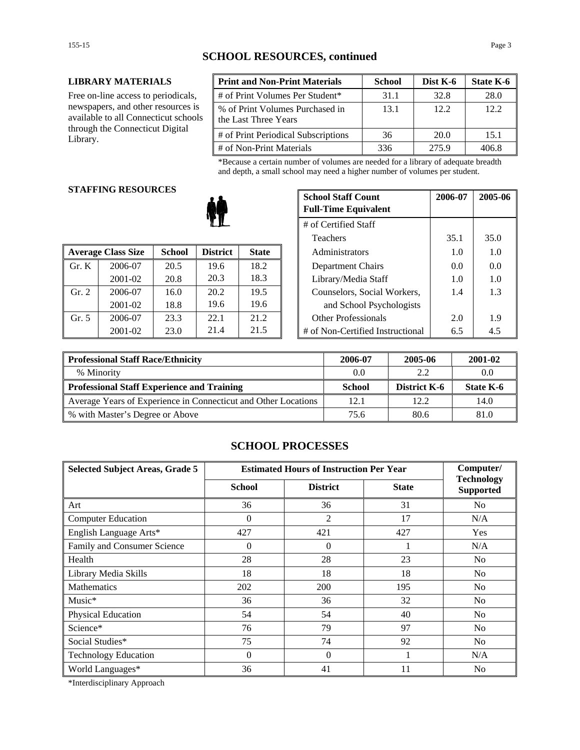## SCHOOL RESOURCES, continued

### LIBRARY MATERIALS

Free on-line access to periodicals, newspapers, and other resources is available to all Connecticut schools through the Connecticut Digital Library.

| Print and Non-Print Materials | School | Dist K-6 | State K-6 |
|---|---|---|---|
| # of Print Volumes Per Student* | 31.1 | 32.8 | 28.0 |
| % of Print Volumes Purchased in the Last Three Years | 13.1 | 12.2 | 12.2 |
| # of Print Periodical Subscriptions | 36 | 20.0 | 15.1 |
| # of Non-Print Materials | 336 | 275.9 | 406.8 |

*Because a certain number of volumes are needed for a library of adequate breadth and depth, a small school may need a higher number of volumes per student.

### STAFFING RESOURCES

| Average Class Size | | School | District | State |
|---|---|---|---|---|
| Gr. K | 2006-07 | 20.5 | 19.6 | 18.2 |
| | 2001-02 | 20.8 | 20.3 | 18.3 |
| Gr. 2 | 2006-07 | 16.0 | 20.2 | 19.5 |
| | 2001-02 | 18.8 | 19.6 | 19.6 |
| Gr. 5 | 2006-07 | 23.3 | 22.1 | 21.2 |
| | 2001-02 | 23.0 | 21.4 | 21.5 |

| School Staff Count Full-Time Equivalent | 2006-07 | 2005-06 |
|---|---|---|
| # of Certified Staff | | |
| Teachers | 35.1 | 35.0 |
| Administrators | 1.0 | 1.0 |
| Department Chairs | 0.0 | 0.0 |
| Library/Media Staff | 1.0 | 1.0 |
| Counselors, Social Workers, and School Psychologists | 1.4 | 1.3 |
| Other Professionals | 2.0 | 1.9 |
| # of Non-Certified Instructional | 6.5 | 4.5 |

| Professional Staff Race/Ethnicity | 2006-07 | 2005-06 | 2001-02 |
|---|---|---|---|
| % Minority | 0.0 | 2.2 | 0.0 |
| **Professional Staff Experience and Training** | **School** | **District K-6** | **State K-6** |
| Average Years of Experience in Connecticut and Other Locations | 12.1 | 12.2 | 14.0 |
| % with Master's Degree or Above | 75.6 | 80.6 | 81.0 |

## SCHOOL PROCESSES

| Selected Subject Areas, Grade 5 | Estimated Hours of Instruction Per Year | | | Computer/ Technology Supported |
|---|---|---|---|---|
| | School | District | State | |
| Art | 36 | 36 | 31 | No |
| Computer Education | 0 | 2 | 17 | N/A |
| English Language Arts* | 427 | 421 | 427 | Yes |
| Family and Consumer Science | 0 | 0 | 1 | N/A |
| Health | 28 | 28 | 23 | No |
| Library Media Skills | 18 | 18 | 18 | No |
| Mathematics | 202 | 200 | 195 | No |
| Music* | 36 | 36 | 32 | No |
| Physical Education | 54 | 54 | 40 | No |
| Science* | 76 | 79 | 97 | No |
| Social Studies* | 75 | 74 | 92 | No |
| Technology Education | 0 | 0 | 1 | N/A |
| World Languages* | 36 | 41 | 11 | No |

*Interdisciplinary Approach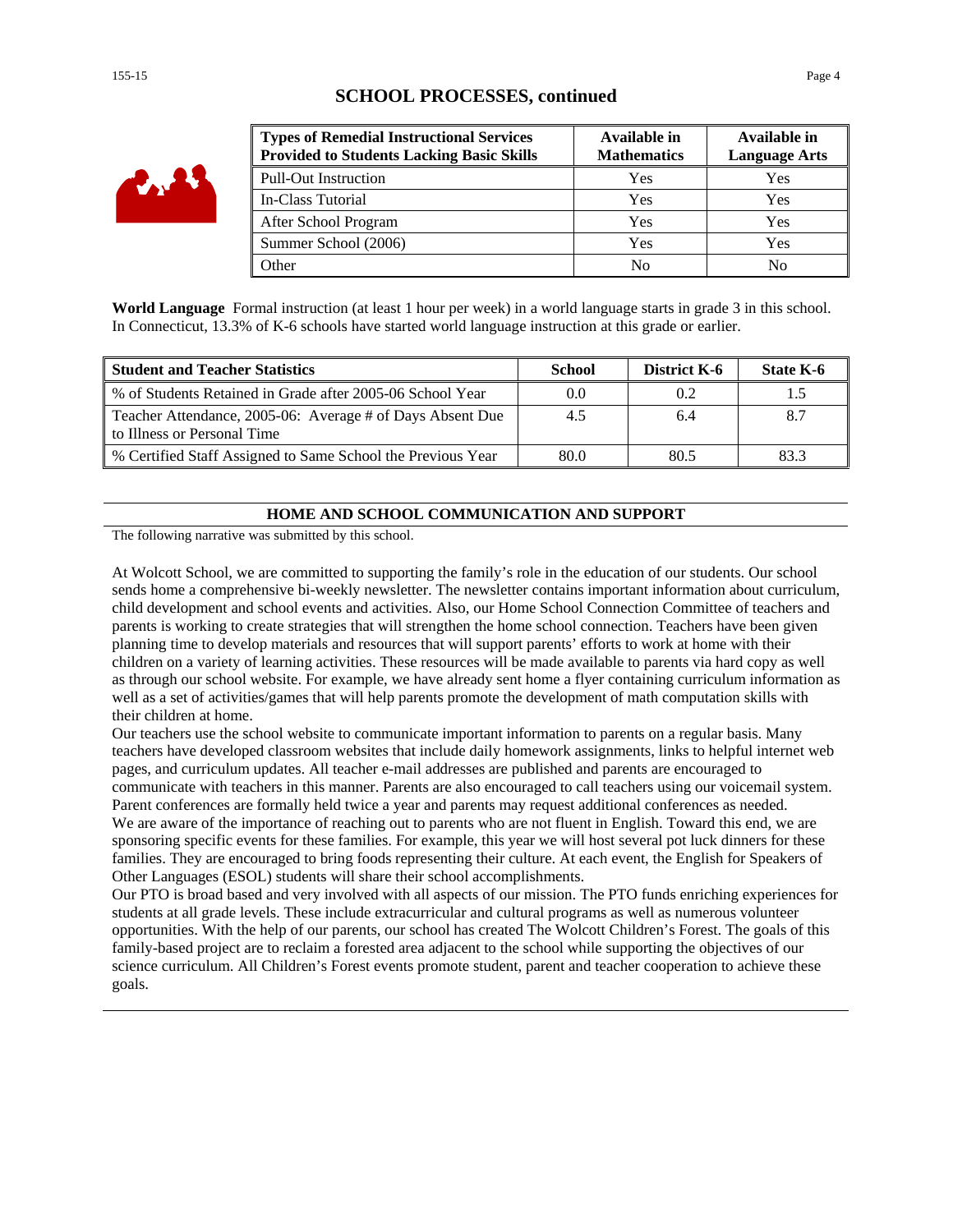## SCHOOL PROCESSES, continued

| Types of Remedial Instructional Services Provided to Students Lacking Basic Skills | Available in Mathematics | Available in Language Arts |
|---|---|---|
| Pull-Out Instruction | Yes | Yes |
| In-Class Tutorial | Yes | Yes |
| After School Program | Yes | Yes |
| Summer School (2006) | Yes | Yes |
| Other | No | No |

**World Language** Formal instruction (at least 1 hour per week) in a world language starts in grade 3 in this school. In Connecticut, 13.3% of K-6 schools have started world language instruction at this grade or earlier.

| Student and Teacher Statistics | School | District K-6 | State K-6 |
|---|---|---|---|
| % of Students Retained in Grade after 2005-06 School Year | 0.0 | 0.2 | 1.5 |
| Teacher Attendance, 2005-06: Average # of Days Absent Due to Illness or Personal Time | 4.5 | 6.4 | 8.7 |
| % Certified Staff Assigned to Same School the Previous Year | 80.0 | 80.5 | 83.3 |

### HOME AND SCHOOL COMMUNICATION AND SUPPORT

The following narrative was submitted by this school.

At Wolcott School, we are committed to supporting the family's role in the education of our students. Our school sends home a comprehensive bi-weekly newsletter. The newsletter contains important information about curriculum, child development and school events and activities. Also, our Home School Connection Committee of teachers and parents is working to create strategies that will strengthen the home school connection. Teachers have been given planning time to develop materials and resources that will support parents' efforts to work at home with their children on a variety of learning activities. These resources will be made available to parents via hard copy as well as through our school website. For example, we have already sent home a flyer containing curriculum information as well as a set of activities/games that will help parents promote the development of math computation skills with their children at home.

Our teachers use the school website to communicate important information to parents on a regular basis. Many teachers have developed classroom websites that include daily homework assignments, links to helpful internet web pages, and curriculum updates. All teacher e-mail addresses are published and parents are encouraged to communicate with teachers in this manner. Parents are also encouraged to call teachers using our voicemail system. Parent conferences are formally held twice a year and parents may request additional conferences as needed.

We are aware of the importance of reaching out to parents who are not fluent in English. Toward this end, we are sponsoring specific events for these families. For example, this year we will host several pot luck dinners for these families. They are encouraged to bring foods representing their culture. At each event, the English for Speakers of Other Languages (ESOL) students will share their school accomplishments.

Our PTO is broad based and very involved with all aspects of our mission. The PTO funds enriching experiences for students at all grade levels. These include extracurricular and cultural programs as well as numerous volunteer opportunities. With the help of our parents, our school has created The Wolcott Children's Forest. The goals of this family-based project are to reclaim a forested area adjacent to the school while supporting the objectives of our science curriculum. All Children's Forest events promote student, parent and teacher cooperation to achieve these goals.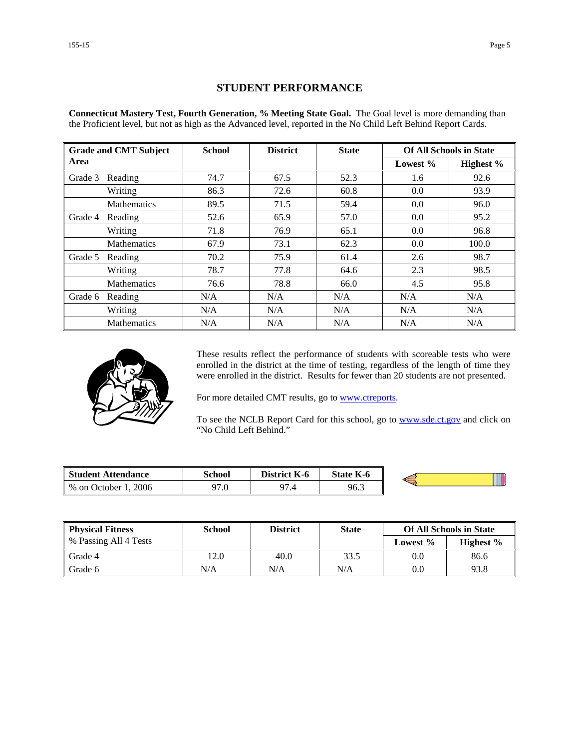## STUDENT PERFORMANCE

**Connecticut Mastery Test, Fourth Generation, % Meeting State Goal.** The Goal level is more demanding than the Proficient level, but not as high as the Advanced level, reported in the No Child Left Behind Report Cards.

| Grade and CMT Subject Area | | School | District | State | Of All Schools in State | |
|---|---|---|---|---|---|---|
| | | | | | Lowest % | Highest % |
| Grade 3 | Reading | 74.7 | 67.5 | 52.3 | 1.6 | 92.6 |
| | Writing | 86.3 | 72.6 | 60.8 | 0.0 | 93.9 |
| | Mathematics | 89.5 | 71.5 | 59.4 | 0.0 | 96.0 |
| Grade 4 | Reading | 52.6 | 65.9 | 57.0 | 0.0 | 95.2 |
| | Writing | 71.8 | 76.9 | 65.1 | 0.0 | 96.8 |
| | Mathematics | 67.9 | 73.1 | 62.3 | 0.0 | 100.0 |
| Grade 5 | Reading | 70.2 | 75.9 | 61.4 | 2.6 | 98.7 |
| | Writing | 78.7 | 77.8 | 64.6 | 2.3 | 98.5 |
| | Mathematics | 76.6 | 78.8 | 66.0 | 4.5 | 95.8 |
| Grade 6 | Reading | N/A | N/A | N/A | N/A | N/A |
| | Writing | N/A | N/A | N/A | N/A | N/A |
| | Mathematics | N/A | N/A | N/A | N/A | N/A |

These results reflect the performance of students with scoreable tests who were enrolled in the district at the time of testing, regardless of the length of time they were enrolled in the district. Results for fewer than 20 students are not presented.

For more detailed CMT results, go to www.ctreports.

To see the NCLB Report Card for this school, go to www.sde.ct.gov and click on "No Child Left Behind."

| Student Attendance | School | District K-6 | State K-6 |
|---|---|---|---|
| % on October 1, 2006 | 97.0 | 97.4 | 96.3 |

| Physical Fitness<br>% Passing All 4 Tests | School | District | State | Of All Schools in State | |
|---|---|---|---|---|---|
| | | | | Lowest % | Highest % |
| Grade 4 | 12.0 | 40.0 | 33.5 | 0.0 | 86.6 |
| Grade 6 | N/A | N/A | N/A | 0.0 | 93.8 |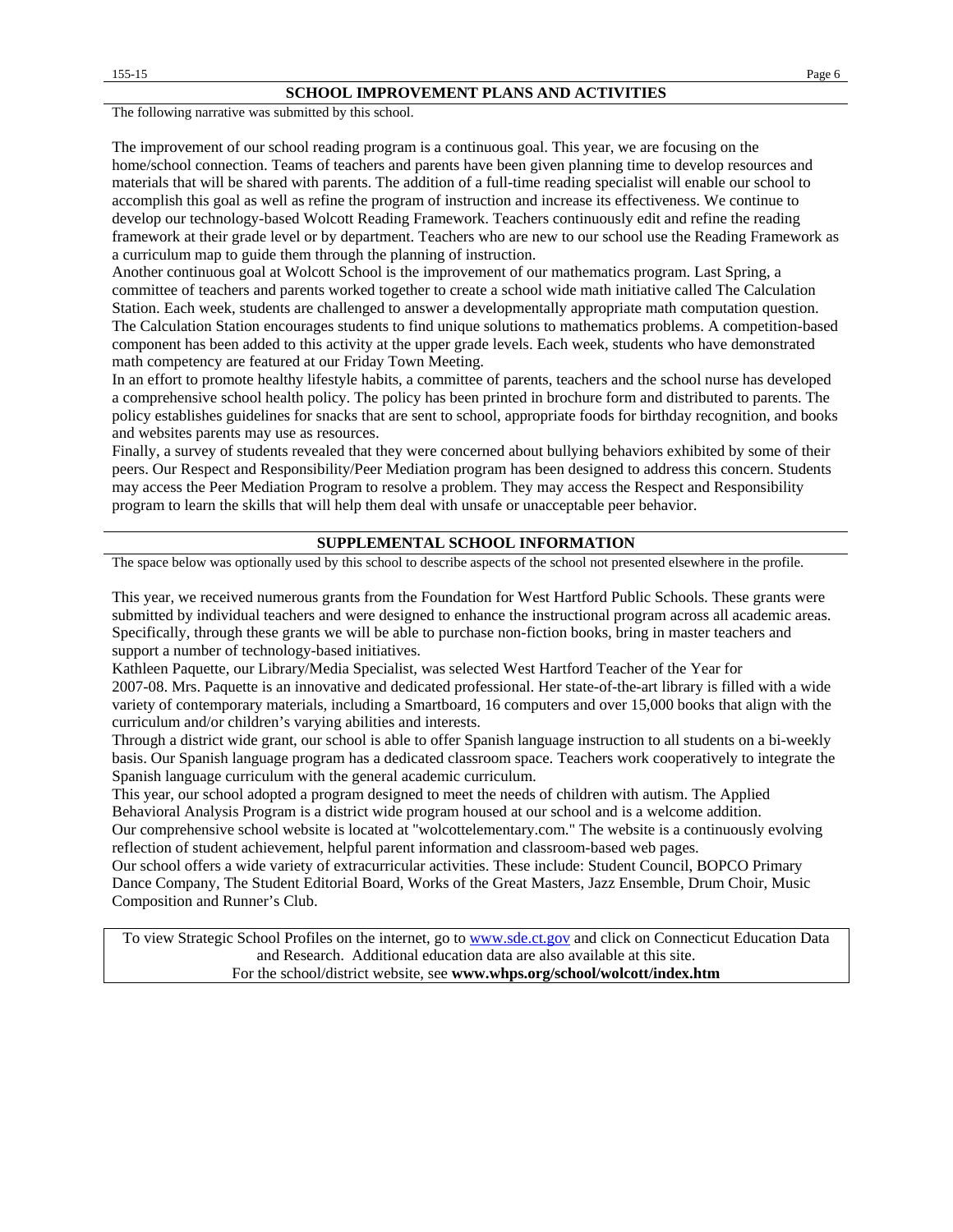## SCHOOL IMPROVEMENT PLANS AND ACTIVITIES

The following narrative was submitted by this school.

The improvement of our school reading program is a continuous goal. This year, we are focusing on the home/school connection. Teams of teachers and parents have been given planning time to develop resources and materials that will be shared with parents. The addition of a full-time reading specialist will enable our school to accomplish this goal as well as refine the program of instruction and increase its effectiveness. We continue to develop our technology-based Wolcott Reading Framework. Teachers continuously edit and refine the reading framework at their grade level or by department. Teachers who are new to our school use the Reading Framework as a curriculum map to guide them through the planning of instruction.

Another continuous goal at Wolcott School is the improvement of our mathematics program. Last Spring, a committee of teachers and parents worked together to create a school wide math initiative called The Calculation Station. Each week, students are challenged to answer a developmentally appropriate math computation question. The Calculation Station encourages students to find unique solutions to mathematics problems. A competition-based component has been added to this activity at the upper grade levels. Each week, students who have demonstrated math competency are featured at our Friday Town Meeting.

In an effort to promote healthy lifestyle habits, a committee of parents, teachers and the school nurse has developed a comprehensive school health policy. The policy has been printed in brochure form and distributed to parents. The policy establishes guidelines for snacks that are sent to school, appropriate foods for birthday recognition, and books and websites parents may use as resources.

Finally, a survey of students revealed that they were concerned about bullying behaviors exhibited by some of their peers. Our Respect and Responsibility/Peer Mediation program has been designed to address this concern. Students may access the Peer Mediation Program to resolve a problem. They may access the Respect and Responsibility program to learn the skills that will help them deal with unsafe or unacceptable peer behavior.

## SUPPLEMENTAL SCHOOL INFORMATION

The space below was optionally used by this school to describe aspects of the school not presented elsewhere in the profile.

This year, we received numerous grants from the Foundation for West Hartford Public Schools. These grants were submitted by individual teachers and were designed to enhance the instructional program across all academic areas. Specifically, through these grants we will be able to purchase non-fiction books, bring in master teachers and support a number of technology-based initiatives.

Kathleen Paquette, our Library/Media Specialist, was selected West Hartford Teacher of the Year for 2007-08. Mrs. Paquette is an innovative and dedicated professional. Her state-of-the-art library is filled with a wide variety of contemporary materials, including a Smartboard, 16 computers and over 15,000 books that align with the curriculum and/or children's varying abilities and interests.

Through a district wide grant, our school is able to offer Spanish language instruction to all students on a bi-weekly basis. Our Spanish language program has a dedicated classroom space. Teachers work cooperatively to integrate the Spanish language curriculum with the general academic curriculum.

This year, our school adopted a program designed to meet the needs of children with autism. The Applied Behavioral Analysis Program is a district wide program housed at our school and is a welcome addition.

Our comprehensive school website is located at "wolcottelementary.com." The website is a continuously evolving reflection of student achievement, helpful parent information and classroom-based web pages.

Our school offers a wide variety of extracurricular activities. These include: Student Council, BOPCO Primary Dance Company, The Student Editorial Board, Works of the Great Masters, Jazz Ensemble, Drum Choir, Music Composition and Runner's Club.

To view Strategic School Profiles on the internet, go to www.sde.ct.gov and click on Connecticut Education Data and Research. Additional education data are also available at this site.
For the school/district website, see **www.whps.org/school/wolcott/index.htm**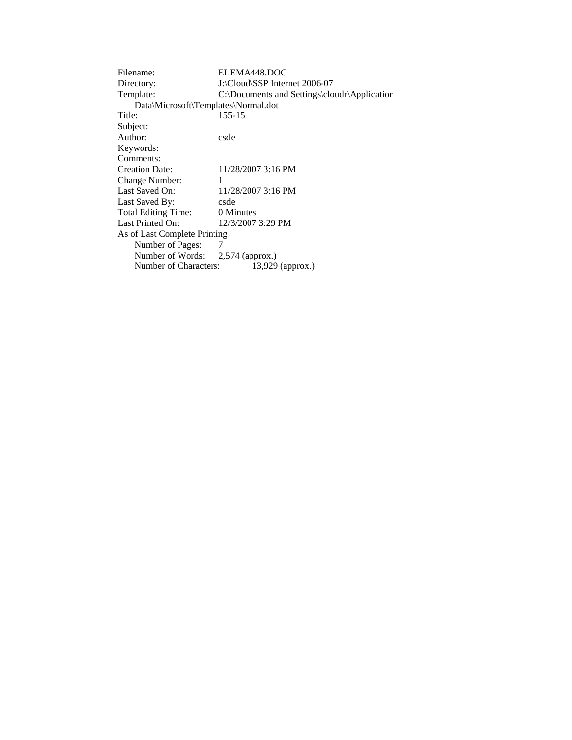Filename: ELEMA448.DOC
Directory: J:\Cloud\SSP Internet 2006-07
Template: C:\Documents and Settings\cloudr\Application Data\Microsoft\Templates\Normal.dot
Title: 155-15
Subject:
Author: csde
Keywords:
Comments:
Creation Date: 11/28/2007 3:16 PM
Change Number: 1
Last Saved On: 11/28/2007 3:16 PM
Last Saved By: csde
Total Editing Time: 0 Minutes
Last Printed On: 12/3/2007 3:29 PM
As of Last Complete Printing
Number of Pages: 7
Number of Words: 2,574 (approx.)
Number of Characters: 13,929 (approx.)